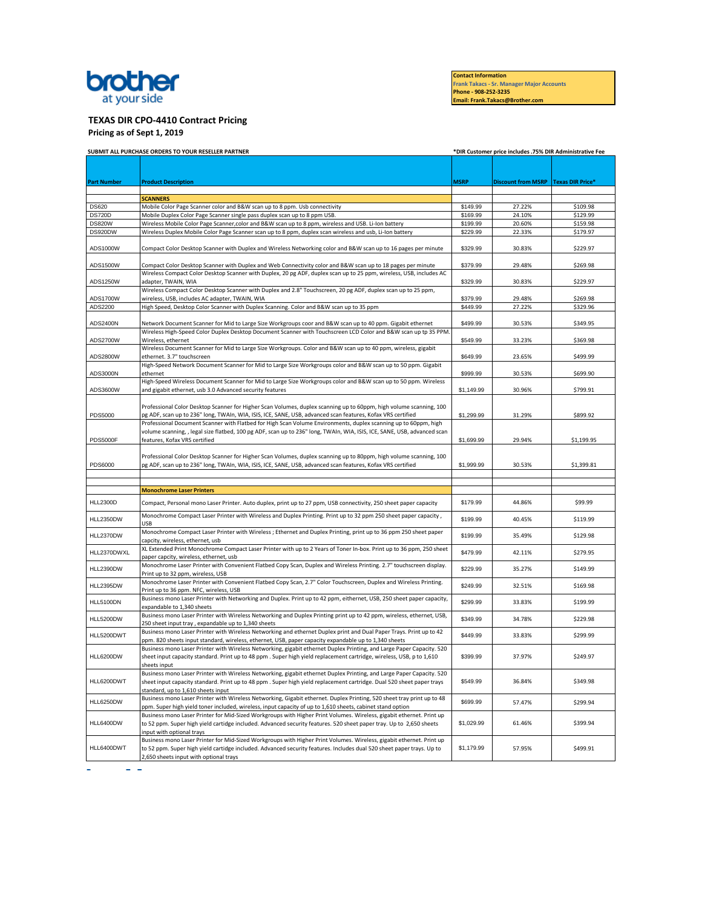brother at your side

**Contact Information**
Frank Takacs - Sr. Manager Major Accounts
**Phone - 908-252-3235**
**Email: Frank.Takacs@Brother.com**

## TEXAS DIR CPO-4410 Contract Pricing

**Pricing as of Sept 1, 2019**

**SUBMIT ALL PURCHASE ORDERS TO YOUR RESELLER PARTNER**

***DIR Customer price includes .75% DIR Administrative Fee**

| Part Number | Product Description | MSRP | Discount from MSRP | Texas DIR Price* |
|---|---|---|---|---|
| | **SCANNERS** | | | |
| DS620 | Mobile Color Page Scanner color and B&W scan up to 8 ppm. Usb connectivity | $149.99 | 27.22% | $109.98 |
| DS720D | Mobile Duplex Color Page Scanner single pass duplex scan up to 8 ppm USB. | $169.99 | 24.10% | $129.99 |
| DS820W | Wireless Mobile Color Page Scanner,color and B&W scan up to 8 ppm, wireless and USB. Li-Ion battery | $199.99 | 20.60% | $159.98 |
| DS920DW | Wireless Duplex Mobile Color Page Scanner scan up to 8 ppm, duplex scan wireless and usb, Li-Ion battery | $229.99 | 22.33% | $179.97 |
| ADS1000W | Compact Color Desktop Scanner with Duplex and Wireless Networking color and B&W scan up to 16 pages per minute | $329.99 | 30.83% | $229.97 |
| ADS1500W | Compact Color Desktop Scanner with Duplex and Web Connectivity color and B&W scan up to 18 pages per minute | $379.99 | 29.48% | $269.98 |
| ADS1250W | Wireless Compact Color Desktop Scanner with Duplex, 20 pg ADF, duplex scan up to 25 ppm, wireless, USB, includes AC adapter, TWAIN, WIA | $329.99 | 30.83% | $229.97 |
| ADS1700W | Wireless Compact Color Desktop Scanner with Duplex and 2.8" Touchscreen, 20 pg ADF, duplex scan up to 25 ppm, wireless, USB, includes AC adapter, TWAIN, WIA | $379.99 | 29.48% | $269.98 |
| ADS2200 | High Speed, Desktop Color Scanner with Duplex Scanning. Color and B&W scan up to 35 ppm | $449.99 | 27.22% | $329.96 |
| ADS2400N | Network Document Scanner for Mid to Large Size Workgroups coor and B&W scan up to 40 ppm. Gigabit ethernet | $499.99 | 30.53% | $349.95 |
| ADS2700W | Wireless High-Speed Color Duplex Desktop Document Scanner with Touchscreen LCD Color and B&W scan up tp 35 PPM. Wireless, ethernet | $549.99 | 33.23% | $369.98 |
| ADS2800W | Wireless Document Scanner for Mid to Large Size Workgroups. Color and B&W scan up to 40 ppm, wireless, gigabit ethernet. 3.7" touchscreen | $649.99 | 23.65% | $499.99 |
| ADS3000N | High-Speed Network Document Scanner for Mid to Large Size Workgroups color and B&W scan up to 50 ppm. Gigabit ethernet | $999.99 | 30.53% | $699.90 |
| ADS3600W | High-Speed Wireless Document Scanner for Mid to Large Size Workgroups color and B&W scan up to 50 ppm. Wireless and gigabit ethernet, usb 3.0 Advanced security features | $1,149.99 | 30.96% | $799.91 |
| PDS5000 | Professional Color Desktop Scanner for Higher Scan Volumes, duplex scanning up to 60ppm, high volume scanning, 100 pg ADF, scan up to 236" long, TWAIn, WIA, ISIS, ICE, SANE, USB, advanced scan features, Kofax VRS certified | $1,299.99 | 31.29% | $899.92 |
| PDS5000F | Professional Document Scanner with Flatbed for High Scan Volume Environments, duplex scanning up to 60ppm, high volume scanning, , legal size flatbed, 100 pg ADF, scan up to 236" long, TWAIn, WIA, ISIS, ICE, SANE, USB, advanced scan features, Kofax VRS certified | $1,699.99 | 29.94% | $1,199.95 |
| PDS6000 | Professional Color Desktop Scanner for Higher Scan Volumes, duplex scanning up to 80ppm, high volume scanning, 100 pg ADF, scan up to 236" long, TWAIn, WIA, ISIS, ICE, SANE, USB, advanced scan features, Kofax VRS certified | $1,999.99 | 30.53% | $1,399.81 |
| | **Monochrome Laser Printers** | | | |
| HLL2300D | Compact, Personal mono Laser Printer. Auto duplex, print up to 27 ppm, USB connectivity, 250 sheet paper capacity | $179.99 | 44.86% | $99.99 |
| HLL2350DW | Monochrome Compact Laser Printer with Wireless and Duplex Printing. Print up to 32 ppm 250 sheet paper capacity , USB | $199.99 | 40.45% | $119.99 |
| HLL2370DW | Monochrome Compact Laser Printer with Wireless ; Ethernet and Duplex Printing, print up to 36 ppm 250 sheet paper capcity, wireless, ethernet, usb | $199.99 | 35.49% | $129.98 |
| HLL2370DWXL | XL Extended Print Monochrome Compact Laser Printer with up to 2 Years of Toner In-box. Print up to 36 ppm, 250 sheet paper capcity, wireless, ethernet, usb | $479.99 | 42.11% | $279.95 |
| HLL2390DW | Monochrome Laser Printer with Convenient Flatbed Copy Scan, Duplex and Wireless Printing. 2.7" touchscreen display. Print up to 32 ppm, wireless, USB | $229.99 | 35.27% | $149.99 |
| HLL2395DW | Monochrome Laser Printer with Convenient Flatbed Copy Scan, 2.7" Color Touchscreen, Duplex and Wireless Printing. Print up to 36 ppm. NFC, wireless, USB | $249.99 | 32.51% | $169.98 |
| HLL5100DN | Business mono Laser Printer with Networking and Duplex. Print up to 42 ppm, eithernet, USB, 250 sheet paper capacity, expandable to 1,340 sheets | $299.99 | 33.83% | $199.99 |
| HLL5200DW | Business mono Laser Printer with Wireless Networking and Duplex Printing print up to 42 ppm, wireless, ethernet, USB, 250 sheet input tray , expandable up to 1,340 sheets | $349.99 | 34.78% | $229.98 |
| HLL5200DWT | Business mono Laser Printer with Wireless Networking and ethernet Duplex print and Dual Paper Trays. Print up to 42 ppm. 820 sheets input standard, wireless, ethernet, USB, paper capacity expandable up to 1,340 sheets | $449.99 | 33.83% | $299.99 |
| HLL6200DW | Business mono Laser Printer with Wireless Networking, gigabit ethernet Duplex Printing, and Large Paper Capacity. 520 sheet input capacity standard. Print up to 48 ppm . Super high yield replacement cartridge, wireless, USB, p to 1,610 sheets input | $399.99 | 37.97% | $249.97 |
| HLL6200DWT | Business mono Laser Printer with Wireless Networking, gigabit ethernet Duplex Printing, and Large Paper Capacity. 520 sheet input capacity standard. Print up to 48 ppm . Super high yield replacement cartridge. Dual 520 sheet paper trays standard, up to 1,610 sheets input | $549.99 | 36.84% | $349.98 |
| HLL6250DW | Business mono Laser Printer with Wireless Networking, Gigabit ethernet. Duplex Printing, 520 sheet tray print up to 48 ppm. Super high yield toner included, wireless, input capacity of up to 1,610 sheets, cabinet stand option | $699.99 | 57.47% | $299.94 |
| HLL6400DW | Business mono Laser Printer for Mid-Sized Workgroups with Higher Print Volumes. Wireless, gigabit ethernet. Print up to 52 ppm. Super high yield cartidge included. Advanced security features. 520 sheet paper tray. Up to 2,650 sheets input with optional trays | $1,029.99 | 61.46% | $399.94 |
| HLL6400DWT | Business mono Laser Printer for Mid-Sized Workgroups with Higher Print Volumes. Wireless, gigabit ethernet. Print up to 52 ppm. Super high yield cartidge included. Advanced security features. Includes dual 520 sheet paper trays. Up to 2,650 sheets input with optional trays | $1,179.99 | 57.95% | $499.91 |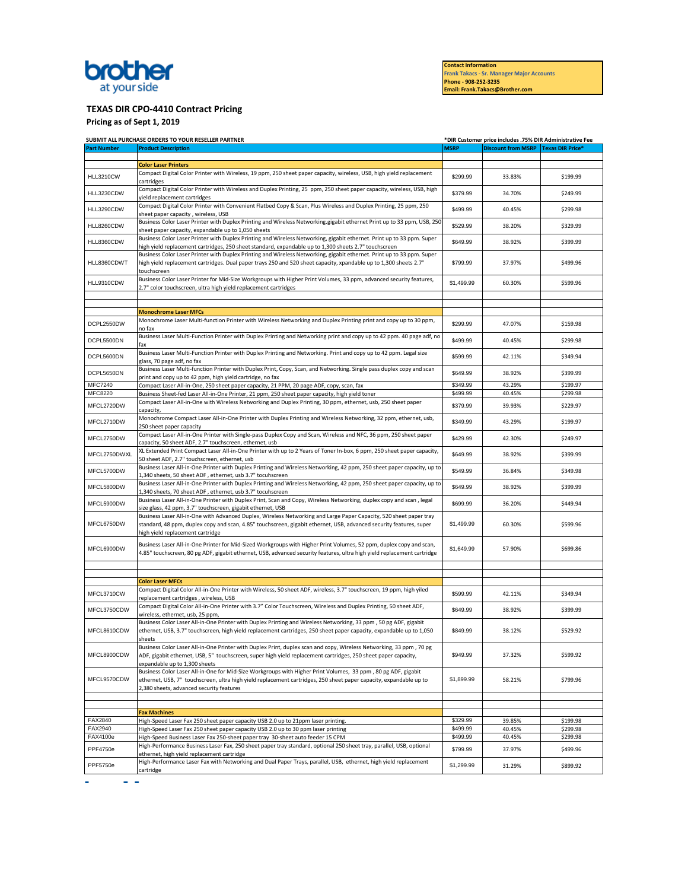brother
at your side

**Contact Information**
**Frank Takacs - Sr. Manager Major Accounts**
**Phone - 908-252-3235**
**Email: Frank.Takacs@Brother.com**

## TEXAS DIR CPO-4410 Contract Pricing

**Pricing as of Sept 1, 2019**

**SUBMIT ALL PURCHASE ORDERS TO YOUR RESELLER PARTNER**

***DIR Customer price includes .75% DIR Administrative Fee**

| Part Number | Product Description | MSRP | Discount from MSRP | Texas DIR Price* |
|---|---|---|---|---|
| | **Color Laser Printers** | | | |
| HLL3210CW | Compact Digital Color Printer with Wireless, 19 ppm, 250 sheet paper capacity, wireless, USB, high yield replacement cartridges | $299.99 | 33.83% | $199.99 |
| HLL3230CDW | Compact Digital Color Printer with Wireless and Duplex Printing, 25 ppm, 250 sheet paper capacity, wireless, USB, high yield replacement cartridges | $379.99 | 34.70% | $249.99 |
| HLL3290CDW | Compact Digital Color Printer with Convenient Flatbed Copy & Scan, Plus Wireless and Duplex Printing, 25 ppm, 250 sheet paper capacity , wireless, USB | $499.99 | 40.45% | $299.98 |
| HLL8260CDW | Business Color Laser Printer with Duplex Printing and Wireless Networking.gigabit ethernet Print up to 33 ppm, USB, 250 sheet paper capacity, expandable up to 1,050 sheets | $529.99 | 38.20% | $329.99 |
| HLL8360CDW | Business Color Laser Printer with Duplex Printing and Wireless Networking, gigabit ethernet. Print up to 33 ppm. Super high yield replacement cartridges, 250 sheet standard, expandable up to 1,300 sheets 2.7" touchscreen | $649.99 | 38.92% | $399.99 |
| HLL8360CDWT | Business Color Laser Printer with Duplex Printing and Wireless Networking, gigabit ethernet. Print up to 33 ppm. Super high yield replacement cartridges. Dual paper trays 250 and 520 sheet capacity, xpandable up to 1,300 sheets 2.7" touchscreen | $799.99 | 37.97% | $499.96 |
| HLL9310CDW | Business Color Laser Printer for Mid-Size Workgroups with Higher Print Volumes, 33 ppm, advanced security features, 2.7" color touchscreen, ultra high yield replacement cartridges | $1,499.99 | 60.30% | $599.96 |
| | **Monochrome Laser MFCs** | | | |
| DCPL2550DW | Monochrome Laser Multi-function Printer with Wireless Networking and Duplex Printing print and copy up to 30 ppm, no fax | $299.99 | 47.07% | $159.98 |
| DCPL5500DN | Business Laser Multi-Function Printer with Duplex Printing and Networking print and copy up to 42 ppm. 40 page adf, no fax | $499.99 | 40.45% | $299.98 |
| DCPL5600DN | Business Laser Multi-Function Printer with Duplex Printing and Networking. Print and copy up to 42 ppm. Legal size glass, 70 page adf, no fax | $599.99 | 42.11% | $349.94 |
| DCPL5650DN | Business Laser Multi-function Printer with Duplex Print, Copy, Scan, and Networking. Single pass duplex copy and scan print and copy up to 42 ppm, high yield cartridge, no fax | $649.99 | 38.92% | $399.99 |
| MFC7240 | Compact Laser All-in-One, 250 sheet paper capacity, 21 PPM, 20 page ADF, copy, scan, fax | $349.99 | 43.29% | $199.97 |
| MFC8220 | Business Sheet-fed Laser All-in-One Printer, 21 ppm, 250 sheet paper capacity, high yield toner | $499.99 | 40.45% | $299.98 |
| MFCL2720DW | Compact Laser All-in-One with Wireless Networking and Duplex Printing, 30 ppm, ethernet, usb, 250 sheet paper capacity, | $379.99 | 39.93% | $229.97 |
| MFCL2710DW | Monochrome Compact Laser All-in-One Printer with Duplex Printing and Wireless Networking, 32 ppm, ethernet, usb, 250 sheet paper capacity | $349.99 | 43.29% | $199.97 |
| MFCL2750DW | Compact Laser All-in-One Printer with Single-pass Duplex Copy and Scan, Wireless and NFC, 36 ppm, 250 sheet paper capacity, 50 sheet ADF, 2.7" touchscreen, ethernet, usb | $429.99 | 42.30% | $249.97 |
| MFCL2750DWXL | XL Extended Print Compact Laser All-in-One Printer with up to 2 Years of Toner In-box, 6 ppm, 250 sheet paper capacity, 50 sheet ADF, 2.7" touchscreen, ethernet, usb | $649.99 | 38.92% | $399.99 |
| MFCL5700DW | Business Laser All-in-One Printer with Duplex Printing and Wireless Networking, 42 ppm, 250 sheet paper capacity, up to 1,340 sheets, 50 sheet ADF , ethernet, usb 3.7" tocuhscreen | $549.99 | 36.84% | $349.98 |
| MFCL5800DW | Business Laser All-in-One Printer with Duplex Printing and Wireless Networking, 42 ppm, 250 sheet paper capacity, up to 1,340 sheets, 70 sheet ADF , ethernet, usb 3.7" tocuhscreen | $649.99 | 38.92% | $399.99 |
| MFCL5900DW | Business Laser All-in-One Printer with Duplex Print, Scan and Copy, Wireless Networking, duplex copy and scan , legal size glass, 42 ppm, 3.7" touchscreen, gigabit ethernet, USB | $699.99 | 36.20% | $449.94 |
| MFCL6750DW | Business Laser All-in-One with Advanced Duplex, Wireless Networking and Large Paper Capacity, 520 sheet paper tray standard, 48 ppm, duplex copy and scan, 4.85" touchscreen, gigabit ethernet, USB, advanced security features, super high yield replacement cartridge | $1,499.99 | 60.30% | $599.96 |
| MFCL6900DW | Business Laser All-in-One Printer for Mid-Sized Workgroups with Higher Print Volumes, 52 ppm, duplex copy and scan, 4.85" touchscreen, 80 pg ADF, gigabit ethernet, USB, advanced security features, ultra high yield replacement cartridge | $1,649.99 | 57.90% | $699.86 |
| | **Color Laser MFCs** | | | |
| MFCL3710CW | Compact Digital Color All-in-One Printer with Wireless, 50 sheet ADF, wireless, 3.7" touchscreen, 19 ppm, high yiled replacement cartridges , wireless, USB | $599.99 | 42.11% | $349.94 |
| MFCL3750CDW | Compact Digital Color All-in-One Printer with 3.7" Color Touchscreen, Wireless and Duplex Printing, 50 sheet ADF, wireless, ethernet, usb, 25 ppm, | $649.99 | 38.92% | $399.99 |
| MFCL8610CDW | Business Color Laser All-in-One Printer with Duplex Printing and Wireless Networking, 33 ppm , 50 pg ADF, gigabit ethernet, USB, 3.7" touchscreen, high yield replacement cartridges, 250 sheet paper capacity, expandable up to 1,050 sheets | $849.99 | 38.12% | $529.92 |
| MFCL8900CDW | Business Color Laser All-in-One Printer with Duplex Print, duplex scan and copy, Wireless Networking, 33 ppm , 70 pg ADF, gigabit ethernet, USB, 5" touchscreen, super high yield replacement cartridges, 250 sheet paper capacity, expandable up to 1,300 sheets | $949.99 | 37.32% | $599.92 |
| MFCL9570CDW | Business Color Laser All-in-One for Mid-Size Workgroups with Higher Print Volumes, 33 ppm , 80 pg ADF, gigabit ethernet, USB, 7" touchscreen, ultra high yield replacement cartridges, 250 sheet paper capacity, expandable up to 2,380 sheets, advanced security features | $1,899.99 | 58.21% | $799.96 |
| | **Fax Machines** | | | |
| FAX2840 | High-Speed Laser Fax 250 sheet paper capacity USB 2.0 up to 21ppm laser printing. | $329.99 | 39.85% | $199.98 |
| FAX2940 | High-Speed Laser Fax 250 sheet paper capacity USB 2.0 up to 30 ppm laser printing | $499.99 | 40.45% | $299.98 |
| FAX4100e | High-Speed Business Laser Fax 250-sheet paper tray 30-sheet auto feeder 15 CPM | $499.99 | 40.45% | $299.98 |
| PPF4750e | High-Performance Business Laser Fax, 250 sheet paper tray standard, optional 250 sheet tray, parallel, USB, optional ethernet, high yield replacement cartridge | $799.99 | 37.97% | $499.96 |
| PPF5750e | High-Performance Laser Fax with Networking and Dual Paper Trays, parallel, USB, ethernet, high yield replacement cartridge | $1,299.99 | 31.29% | $899.92 |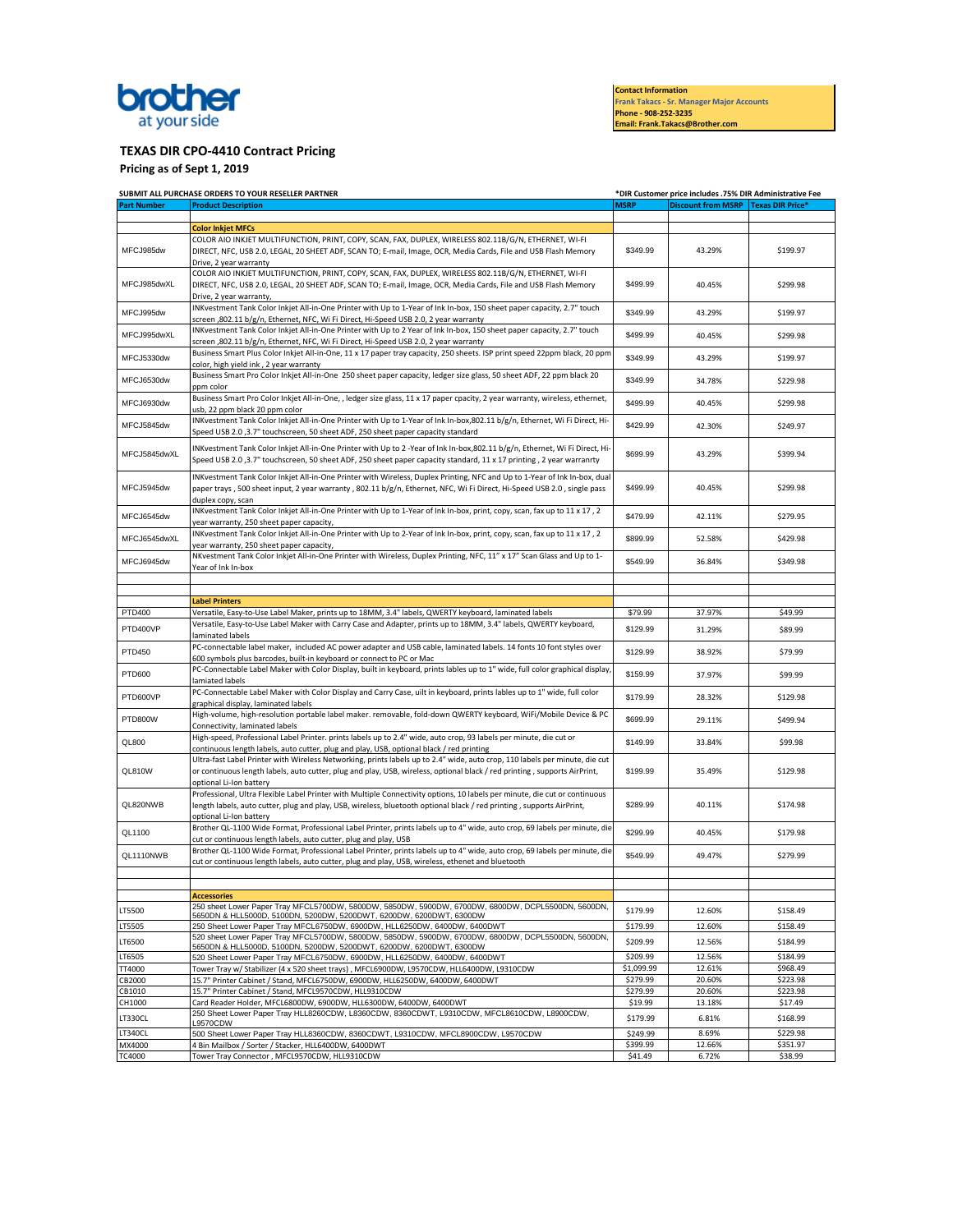brother
at your side

**Contact Information**
**Frank Takacs - Sr. Manager Major Accounts**
**Phone - 908-252-3235**
**Email: Frank.Takacs@Brother.com**

## TEXAS DIR CPO-4410 Contract Pricing

**Pricing as of Sept 1, 2019**

**SUBMIT ALL PURCHASE ORDERS TO YOUR RESELLER PARTNER** | ***DIR Customer price includes .75% DIR Administrative Fee**

| Part Number | Product Description | MSRP | Discount from MSRP | Texas DIR Price* |
|---|---|---|---|---|
| | | | | |
| | **Color Inkjet MFCs** | | | |
| MFCJ985dw | COLOR AIO INKJET MULTIFUNCTION, PRINT, COPY, SCAN, FAX, DUPLEX, WIRELESS 802.11B/G/N, ETHERNET, WI-FI DIRECT, NFC, USB 2.0, LEGAL, 20 SHEET ADF, SCAN TO; E-mail, Image, OCR, Media Cards, File and USB Flash Memory Drive, 2 year warranty | $349.99 | 43.29% | $199.97 |
| MFCJ985dwXL | COLOR AIO INKJET MULTIFUNCTION, PRINT, COPY, SCAN, FAX, DUPLEX, WIRELESS 802.11B/G/N, ETHERNET, WI-FI DIRECT, NFC, USB 2.0, LEGAL, 20 SHEET ADF, SCAN TO; E-mail, Image, OCR, Media Cards, File and USB Flash Memory Drive, 2 year warranty, | $499.99 | 40.45% | $299.98 |
| MFCJ995dw | INKvestment Tank Color Inkjet All-in-One Printer with Up to 1-Year of Ink In-box, 150 sheet paper capacity, 2.7" touch screen ,802.11 b/g/n, Ethernet, NFC, Wi Fi Direct, Hi-Speed USB 2.0, 2 year warranty | $349.99 | 43.29% | $199.97 |
| MFCJ995dwXL | INKvestment Tank Color Inkjet All-in-One Printer with Up to 2 Year of Ink In-box, 150 sheet paper capacity, 2.7" touch screen ,802.11 b/g/n, Ethernet, NFC, Wi Fi Direct, Hi-Speed USB 2.0, 2 year warranty | $499.99 | 40.45% | $299.98 |
| MFCJ5330dw | Business Smart Plus Color Inkjet All-in-One, 11 x 17 paper tray capacity, 250 sheets. ISP print speed 22ppm black, 20 ppm color, high yield ink , 2 year warranty | $349.99 | 43.29% | $199.97 |
| MFCJ6530dw | Business Smart Pro Color Inkjet All-in-One 250 sheet paper capacity, ledger size glass, 50 sheet ADF, 22 ppm black 20 ppm color | $349.99 | 34.78% | $229.98 |
| MFCJ6930dw | Business Smart Pro Color Inkjet All-in-One, , ledger size glass, 11 x 17 paper cpacity, 2 year warranty, wireless, ethernet, usb, 22 ppm black 20 ppm color | $499.99 | 40.45% | $299.98 |
| MFCJ5845dw | INKvestment Tank Color Inkjet All-in-One Printer with Up to 1-Year of Ink In-box,802.11 b/g/n, Ethernet, Wi Fi Direct, Hi-Speed USB 2.0 ,3.7" touchscreen, 50 sheet ADF, 250 sheet paper capacity standard | $429.99 | 42.30% | $249.97 |
| MFCJ5845dwXL | INKvestment Tank Color Inkjet All-in-One Printer with Up to 2 -Year of Ink In-box,802.11 b/g/n, Ethernet, Wi Fi Direct, Hi-Speed USB 2.0 ,3.7" touchscreen, 50 sheet ADF, 250 sheet paper capacity standard, 11 x 17 printing , 2 year warranrty | $699.99 | 43.29% | $399.94 |
| MFCJ5945dw | INKvestment Tank Color Inkjet All-in-One Printer with Wireless, Duplex Printing, NFC and Up to 1-Year of Ink In-box, dual paper trays , 500 sheet input, 2 year warranty , 802.11 b/g/n, Ethernet, NFC, Wi Fi Direct, Hi-Speed USB 2.0 , single pass duplex copy, scan | $499.99 | 40.45% | $299.98 |
| MFCJ6545dw | INKvestment Tank Color Inkjet All-in-One Printer with Up to 1-Year of Ink In-box, print, copy, scan, fax up to 11 x 17 , 2 year warranty, 250 sheet paper capacity, | $479.99 | 42.11% | $279.95 |
| MFCJ6545dwXL | INKvestment Tank Color Inkjet All-in-One Printer with Up to 2-Year of Ink In-box, print, copy, scan, fax up to 11 x 17 , 2 year warranty, 250 sheet paper capacity, | $899.99 | 52.58% | $429.98 |
| MFCJ6945dw | NKvestment Tank Color Inkjet All-in-One Printer with Wireless, Duplex Printing, NFC, 11" x 17" Scan Glass and Up to 1-Year of Ink In-box | $549.99 | 36.84% | $349.98 |
| | | | | |
| | | | | |
| | **Label Printers** | | | |
| PTD400 | Versatile, Easy-to-Use Label Maker, prints up to 18MM, 3.4" labels, QWERTY keyboard, laminated labels | $79.99 | 37.97% | $49.99 |
| PTD400VP | Versatile, Easy-to-Use Label Maker with Carry Case and Adapter, prints up to 18MM, 3.4" labels, QWERTY keyboard, laminated labels | $129.99 | 31.29% | $89.99 |
| PTD450 | PC-connectable label maker, included AC power adapter and USB cable, laminated labels. 14 fonts 10 font styles over 600 symbols plus barcodes, built-in keyboard or connect to PC or Mac | $129.99 | 38.92% | $79.99 |
| PTD600 | PC-Connectable Label Maker with Color Display, built in keyboard, prints lables up to 1" wide, full color graphical display, lamiated labels | $159.99 | 37.97% | $99.99 |
| PTD600VP | PC-Connectable Label Maker with Color Display and Carry Case, uilt in keyboard, prints lables up to 1" wide, full color graphical display, laminated labels | $179.99 | 28.32% | $129.98 |
| PTD800W | High-volume, high-resolution portable label maker. removable, fold-down QWERTY keyboard, WiFi/Mobile Device & PC Connectivity, laminated labels | $699.99 | 29.11% | $499.94 |
| QL800 | High-speed, Professional Label Printer. prints labels up to 2.4" wide, auto crop, 93 labels per minute, die cut or continuous length labels, auto cutter, plug and play, USB, optional black / red printing | $149.99 | 33.84% | $99.98 |
| QL810W | Ultra-fast Label Printer with Wireless Networking, prints labels up to 2.4" wide, auto crop, 110 labels per minute, die cut or continuous length labels, auto cutter, plug and play, USB, wireless, optional black / red printing , supports AirPrint, optional Li-Ion battery | $199.99 | 35.49% | $129.98 |
| QL820NWB | Professional, Ultra Flexible Label Printer with Multiple Connectivity options, 10 labels per minute, die cut or continuous length labels, auto cutter, plug and play, USB, wireless, bluetooth optional black / red printing , supports AirPrint, optional Li-Ion battery | $289.99 | 40.11% | $174.98 |
| QL1100 | Brother QL-1100 Wide Format, Professional Label Printer, prints labels up to 4" wide, auto crop, 69 labels per minute, die cut or continuous length labels, auto cutter, plug and play, USB | $299.99 | 40.45% | $179.98 |
| QL1110NWB | Brother QL-1100 Wide Format, Professional Label Printer, prints labels up to 4" wide, auto crop, 69 labels per minute, die cut or continuous length labels, auto cutter, plug and play, USB, wireless, ethenet and bluetooth | $549.99 | 49.47% | $279.99 |
| | | | | |
| | | | | |
| | **Accessories** | | | |
| LT5500 | 250 sheet Lower Paper Tray MFCL5700DW, 5800DW, 5850DW, 5900DW, 6700DW, 6800DW, DCPL5500DN, 5600DN, 5650DN & HLL5000D, 5100DN, 5200DW, 5200DWT, 6200DW, 6200DWT, 6300DW | $179.99 | 12.60% | $158.49 |
| LT5505 | 250 Sheet Lower Paper Tray MFCL6750DW, 6900DW, HLL6250DW, 6400DW, 6400DWT | $179.99 | 12.60% | $158.49 |
| LT6500 | 520 sheet Lower Paper Tray MFCL5700DW, 5800DW, 5850DW, 5900DW, 6700DW, 6800DW, DCPL5500DN, 5600DN, 5650DN & HLL5000D, 5100DN, 5200DW, 5200DWT, 6200DW, 6200DWT, 6300DW | $209.99 | 12.56% | $184.99 |
| LT6505 | 520 Sheet Lower Paper Tray MFCL6750DW, 6900DW, HLL6250DW, 6400DW, 6400DWT | $209.99 | 12.56% | $184.99 |
| TT4000 | Tower Tray w/ Stabilizer (4 x 520 sheet trays) , MFCL6900DW, L9570CDW, HLL6400DW, L9310CDW | $1,099.99 | 12.61% | $968.49 |
| CB2000 | 15.7" Printer Cabinet / Stand, MFCL6750DW, 6900DW, HLL6250DW, 6400DW, 6400DWT | $279.99 | 20.60% | $223.98 |
| CB1010 | 15.7" Printer Cabinet / Stand, MFCL9570CDW, HLL9310CDW | $279.99 | 20.60% | $223.98 |
| CH1000 | Card Reader Holder, MFCL6800DW, 6900DW, HLL6300DW, 6400DW, 6400DWT | $19.99 | 13.18% | $17.49 |
| LT330CL | 250 Sheet Lower Paper Tray HLL8260CDW, L8360CDW, 8360CDWT, L9310CDW, MFCL8610CDW, L8900CDW, L9570CDW | $179.99 | 6.81% | $168.99 |
| LT340CL | 500 Sheet Lower Paper Tray HLL8360CDW, 8360CDWT, L9310CDW, MFCL8900CDW, L9570CDW | $249.99 | 8.69% | $229.98 |
| MX4000 | 4 Bin Mailbox / Sorter / Stacker, HLL6400DW, 6400DWT | $399.99 | 12.66% | $351.97 |
| TC4000 | Tower Tray Connector , MFCL9570CDW, HLL9310CDW | $41.49 | 6.72% | $38.99 |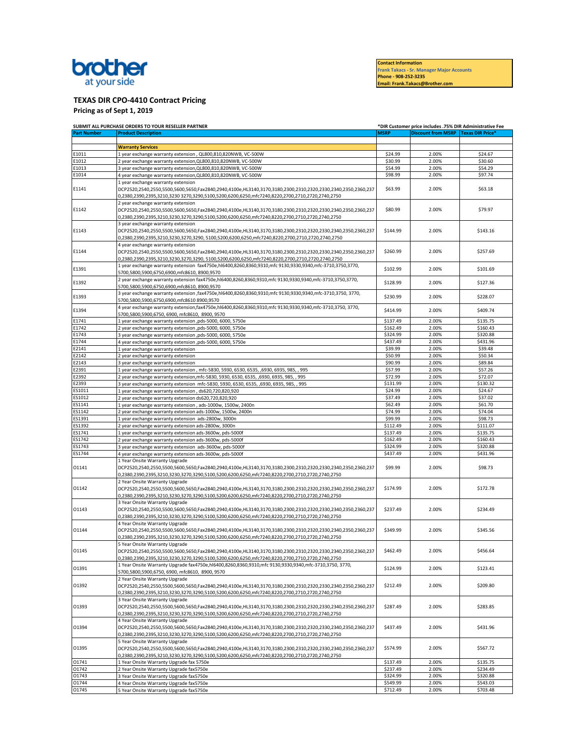brother at your side

**Contact Information**
**Frank Takacs - Sr. Manager Major Accounts**
**Phone - 908-252-3235**
**Email: Frank.Takacs@Brother.com**

## TEXAS DIR CPO-4410 Contract Pricing

**Pricing as of Sept 1, 2019**

**SUBMIT ALL PURCHASE ORDERS TO YOUR RESELLER PARTNER**

***DIR Customer price includes .75% DIR Administrative Fee**

| Part Number | Product Description | MSRP | Discount from MSRP | Texas DIR Price* |
|---|---|---|---|---|
| | **Warranty Services** | | | |
| E1011 | 1 year exchange warranty extension , QL800,810,820NWB, VC-500W | $24.99 | 2.00% | $24.67 |
| E1012 | 2 year exchange warranty extension,QL800,810,820NWB, VC-500W | $30.99 | 2.00% | $30.60 |
| E1013 | 3 year exchange warranty extension,QL800,810,820NWB, VC-500W | $54.99 | 2.00% | $54.29 |
| E1014 | 4 year exchange warranty extension,QL800,810,820NWB, VC-500W | $98.99 | 2.00% | $97.74 |
| E1141 | 1 year exchange warranty extension DCP2520,2540,2550,5500,5600,5650,Fax2840,2940,4100e,HL3140,3170,3180,2300,2310,2320,2330,2340,2350,2360,2370,2380,2390,2395,3210,3230 3270,3290,5100,5200,6200,6250,mfc7240,8220,2700,2710,2720,2740,2750 | $63.99 | 2.00% | $63.18 |
| E1142 | 2 year exchange warranty extension DCP2520,2540,2550,5500,5600,5650,Fax2840,2940,4100e,HL3140,3170,3180,2300,2310,2320,2330,2340,2350,2360,2370,2380,2390,2395,3210,3230,3270,3290,5100,5200,6200,6250,mfc7240,8220,2700,2710,2720,2740,2750 | $80.99 | 2.00% | $79.97 |
| E1143 | 3 year exchange warranty extension DCP2520,2540,2550,5500,5600,5650,Fax2840,2940,4100e,HL3140,3170,3180,2300,2310,2320,2330,2340,2350,2360,2370,2380,2390,2395,3210,3230,3270,3290, 5100,5200,6200,6250,mfc7240,8220,2700,2710,2720,2740,2750 | $144.99 | 2.00% | $143.16 |
| E1144 | 4 year exchange warranty extension DCP2520,2540,2550,5500,5600,5650,Fax2840,2940,4100e,HL3140,3170,3180,2300,2310,2320,2330,2340,2350,2360,2370,2380,2390,2395,3210,3230,3270,3290, 5100,5200,6200,6250,mfc7240,8220,2700,2710,2720,2740,2750 | $260.99 | 2.00% | $257.69 |
| E1391 | 1 year exchange warranty extension fax4750e,hl6400,8260,8360,9310,mfc 9130,9330,9340,mfc-3710,3750,3770, 5700,5800,5900,6750,6900,mfc8610, 8900,9570 | $102.99 | 2.00% | $101.69 |
| E1392 | 2 year exchange warranty extension fax4750e,hl6400,8260,8360,9310,mfc 9130,9330,9340,mfc-3710,3750,3770, 5700,5800,5900,6750,6900,mfc8610, 8900,9570 | $128.99 | 2.00% | $127.36 |
| E1393 | 3 year exchange warranty extension ,fax4750e,hl6400,8260,8360,9310,mfc 9130,9330,9340,mfc-3710,3750, 3770, 5700,5800,5900,6750,6900,mfc8610 8900,9570 | $230.99 | 2.00% | $228.07 |
| E1394 | 4 year exchange warranty extension,fax4750e,hl6400,8260,8360,9310,mfc 9130,9330,9340,mfc-3710,3750, 3770, 5700,5800,5900,6750, 6900, mfc8610, 8900, 9570 | $414.99 | 2.00% | $409.74 |
| E1741 | 1 year exchange warranty extension ,pds-5000, 6000, 5750e | $137.49 | 2.00% | $135.75 |
| E1742 | 2 year exchange warranty extension ,pds-5000, 6000, 5750e | $162.49 | 2.00% | $160.43 |
| E1743 | 3 year exchange warranty extension ,pds-5000, 6000, 5750e | $324.99 | 2.00% | $320.88 |
| E1744 | 4 year exchange warranty extension ,pds-5000, 6000, 5750e | $437.49 | 2.00% | $431.96 |
| E2141 | 1 year exchange warranty extension | $39.99 | 2.00% | $39.48 |
| E2142 | 2 year exchange warranty extension | $50.99 | 2.00% | $50.34 |
| E2143 | 3 year exchange warranty extension | $90.99 | 2.00% | $89.84 |
| E2391 | 1 year exchange warranty extension , mfc-5830, 5930, 6530, 6535, ,6930, 6935, 985, , 995 | $57.99 | 2.00% | $57.26 |
| E2392 | 2 year exchange warranty extension,mfc-5830, 5930, 6530, 6535, ,6930, 6935, 985, , 995 | $72.99 | 2.00% | $72.07 |
| E2393 | 3 year exchange warranty extension mfc-5830, 5930, 6530, 6535, ,6930, 6935, 985, , 995 | $131.99 | 2.00% | $130.32 |
| ES1011 | 1 year exchange warranty extension , ds620,720,820,920 | $24.99 | 2.00% | $24.67 |
| ES1012 | 2 year exchange warranty extension ds620,720,820,920 | $37.49 | 2.00% | $37.02 |
| ES1141 | 1 year exchange warranty extension , ads-1000w, 1500w, 2400n | $62.49 | 2.00% | $61.70 |
| ES1142 | 2 year exchange warranty extension ads-1000w, 1500w, 2400n | $74.99 | 2.00% | $74.04 |
| ES1391 | 1 year exchange warranty extension ads-2800w, 3000n | $99.99 | 2.00% | $98.73 |
| ES1392 | 2 year exchange warranty extension ads-2800w, 3000n | $112.49 | 2.00% | $111.07 |
| ES1741 | 1 year exchange warranty extension ads-3600w, pds-5000f | $137.49 | 2.00% | $135.75 |
| ES1742 | 2 year exchange warranty extension ads-3600w, pds-5000f | $162.49 | 2.00% | $160.43 |
| ES1743 | 3 year exchange warranty extension ads-3600w, pds-5000f | $324.99 | 2.00% | $320.88 |
| ES1744 | 4 year exchange warranty extension ads-3600w, pds-5000f | $437.49 | 2.00% | $431.96 |
| O1141 | 1 Year Onsite Warranty Upgrade DCP2520,2540,2550,5500,5600,5650,Fax2840,2940,4100e,HL3140,3170,3180,2300,2310,2320,2330,2340,2350,2360,2370,2380,2390,2395,3210,3230,3270,3290,5100,5200,6200,6250,mfc7240,8220,2700,2710,2720,2740,2750 | $99.99 | 2.00% | $98.73 |
| O1142 | 2 Year Onsite Warranty Upgrade DCP2520,2540,2550,5500,5600,5650,Fax2840,2940,4100e,HL3140,3170,3180,2300,2310,2320,2330,2340,2350,2360,2370,2380,2390,2395,3210,3230,3270,3290,5100,5200,6200,6250,mfc7240,8220,2700,2710,2720,2740,2750 | $174.99 | 2.00% | $172.78 |
| O1143 | 3 Year Onsite Warranty Upgrade DCP2520,2540,2550,5500,5600,5650,Fax2840,2940,4100e,HL3140,3170,3180,2300,2310,2320,2330,2340,2350,2360,2370,2380,2390,2395,3210,3230,3270,3290,5100,5200,6200,6250,mfc7240,8220,2700,2710,2720,2740,2750 | $237.49 | 2.00% | $234.49 |
| O1144 | 4 Year Onsite Warranty Upgrade DCP2520,2540,2550,5500,5600,5650,Fax2840,2940,4100e,HL3140,3170,3180,2300,2310,2320,2330,2340,2350,2360,2370,2380,2390,2395,3210,3230,3270,3290,5100,5200,6200,6250,mfc7240,8220,2700,2710,2720,2740,2750 | $349.99 | 2.00% | $345.56 |
| O1145 | 5 Year Onsite Warranty Upgrade DCP2520,2540,2550,5500,5600,5650,Fax2840,2940,4100e,HL3140,3170,3180,2300,2310,2320,2330,2340,2350,2360,2370,2380,2390,2395,3210,3230,3270,3290,5100,5200,6200,6250,mfc7240,8220,2700,2710,2720,2740,2750 | $462.49 | 2.00% | $456.64 |
| O1391 | 1 Year Onsite Warranty Upgrade fax4750e,hl6400,8260,8360,9310,mfc 9130,9330,9340,mfc-3710,3750, 3770, 5700,5800,5900,6750, 6900, mfc8610, 8900, 9570 | $124.99 | 2.00% | $123.41 |
| O1392 | 2 Year Onsite Warranty Upgrade DCP2520,2540,2550,5500,5600,5650,Fax2840,2940,4100e,HL3140,3170,3180,2300,2310,2320,2330,2340,2350,2360,2370,2380,2390,2395,3210,3230,3270,3290,5100,5200,6200,6250,mfc7240,8220,2700,2710,2720,2740,2750 | $212.49 | 2.00% | $209.80 |
| O1393 | 3 Year Onsite Warranty Upgrade DCP2520,2540,2550,5500,5600,5650,Fax2840,2940,4100e,HL3140,3170,3180,2300,2310,2320,2330,2340,2350,2360,2370,2380,2390,2395,3210,3230,3270,3290,5100,5200,6200,6250,mfc7240,8220,2700,2710,2720,2740,2750 | $287.49 | 2.00% | $283.85 |
| O1394 | 4 Year Onsite Warranty Upgrade DCP2520,2540,2550,5500,5600,5650,Fax2840,2940,4100e,HL3140,3170,3180,2300,2310,2320,2330,2340,2350,2360,2370,2380,2390,2395,3210,3230,3270,3290,5100,5200,6200,6250,mfc7240,8220,2700,2710,2720,2740,2750 | $437.49 | 2.00% | $431.96 |
| O1395 | 5 Year Onsite Warranty Upgrade DCP2520,2540,2550,5500,5600,5650,Fax2840,2940,4100e,HL3140,3170,3180,2300,2310,2320,2330,2340,2350,2360,2370,2380,2390,2395,3210,3230,3270,3290,5100,5200,6200,6250,mfc7240,8220,2700,2710,2720,2740,2750 | $574.99 | 2.00% | $567.72 |
| O1741 | 1 Year Onsite Warranty Upgrade fax 5750e | $137.49 | 2.00% | $135.75 |
| O1742 | 2 Year Onsite Warranty Upgrade fax5750e | $237.49 | 2.00% | $234.49 |
| O1743 | 3 Year Onsite Warranty Upgrade fax5750e | $324.99 | 2.00% | $320.88 |
| O1744 | 4 Year Onsite Warranty Upgrade fax5750e | $549.99 | 2.00% | $543.03 |
| O1745 | 5 Year Onsite Warranty Upgrade fax5750e | $712.49 | 2.00% | $703.48 |